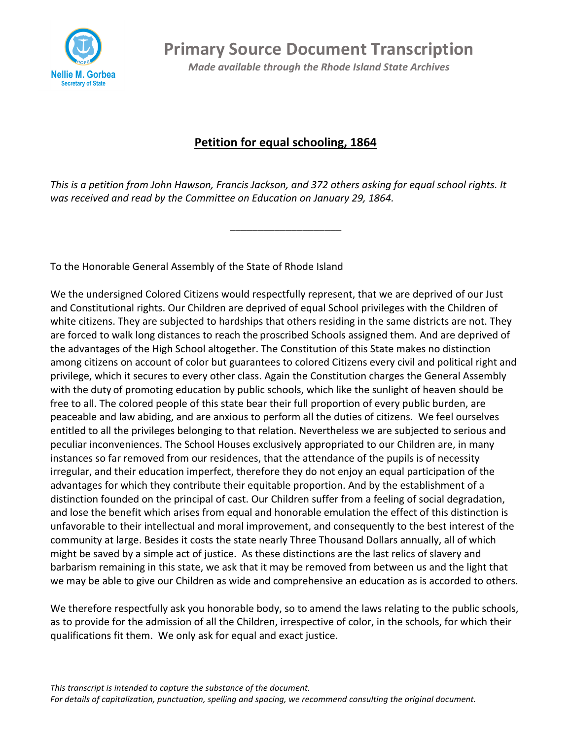# Primary Source Document Transcription

*Made available through the Rhode Island State Archives*

## Petition for equal schooling, 1864

*This is a petition from John Hawson, Francis Jackson, and 372 others asking for equal school rights. It was received and read by the Committee on Education on January 29, 1864.*

---

To the Honorable General Assembly of the State of Rhode Island

We the undersigned Colored Citizens would respectfully represent, that we are deprived of our Just and Constitutional rights. Our Children are deprived of equal School privileges with the Children of white citizens. They are subjected to hardships that others residing in the same districts are not. They are forced to walk long distances to reach the proscribed Schools assigned them. And are deprived of the advantages of the High School altogether. The Constitution of this State makes no distinction among citizens on account of color but guarantees to colored Citizens every civil and political right and privilege, which it secures to every other class. Again the Constitution charges the General Assembly with the duty of promoting education by public schools, which like the sunlight of heaven should be free to all. The colored people of this state bear their full proportion of every public burden, are peaceable and law abiding, and are anxious to perform all the duties of citizens. We feel ourselves entitled to all the privileges belonging to that relation. Nevertheless we are subjected to serious and peculiar inconveniences. The School Houses exclusively appropriated to our Children are, in many instances so far removed from our residences, that the attendance of the pupils is of necessity irregular, and their education imperfect, therefore they do not enjoy an equal participation of the advantages for which they contribute their equitable proportion. And by the establishment of a distinction founded on the principal of cast. Our Children suffer from a feeling of social degradation, and lose the benefit which arises from equal and honorable emulation the effect of this distinction is unfavorable to their intellectual and moral improvement, and consequently to the best interest of the community at large. Besides it costs the state nearly Three Thousand Dollars annually, all of which might be saved by a simple act of justice. As these distinctions are the last relics of slavery and barbarism remaining in this state, we ask that it may be removed from between us and the light that we may be able to give our Children as wide and comprehensive an education as is accorded to others.

We therefore respectfully ask you honorable body, so to amend the laws relating to the public schools, as to provide for the admission of all the Children, irrespective of color, in the schools, for which their qualifications fit them. We only ask for equal and exact justice.

*This transcript is intended to capture the substance of the document.*
*For details of capitalization, punctuation, spelling and spacing, we recommend consulting the original document.*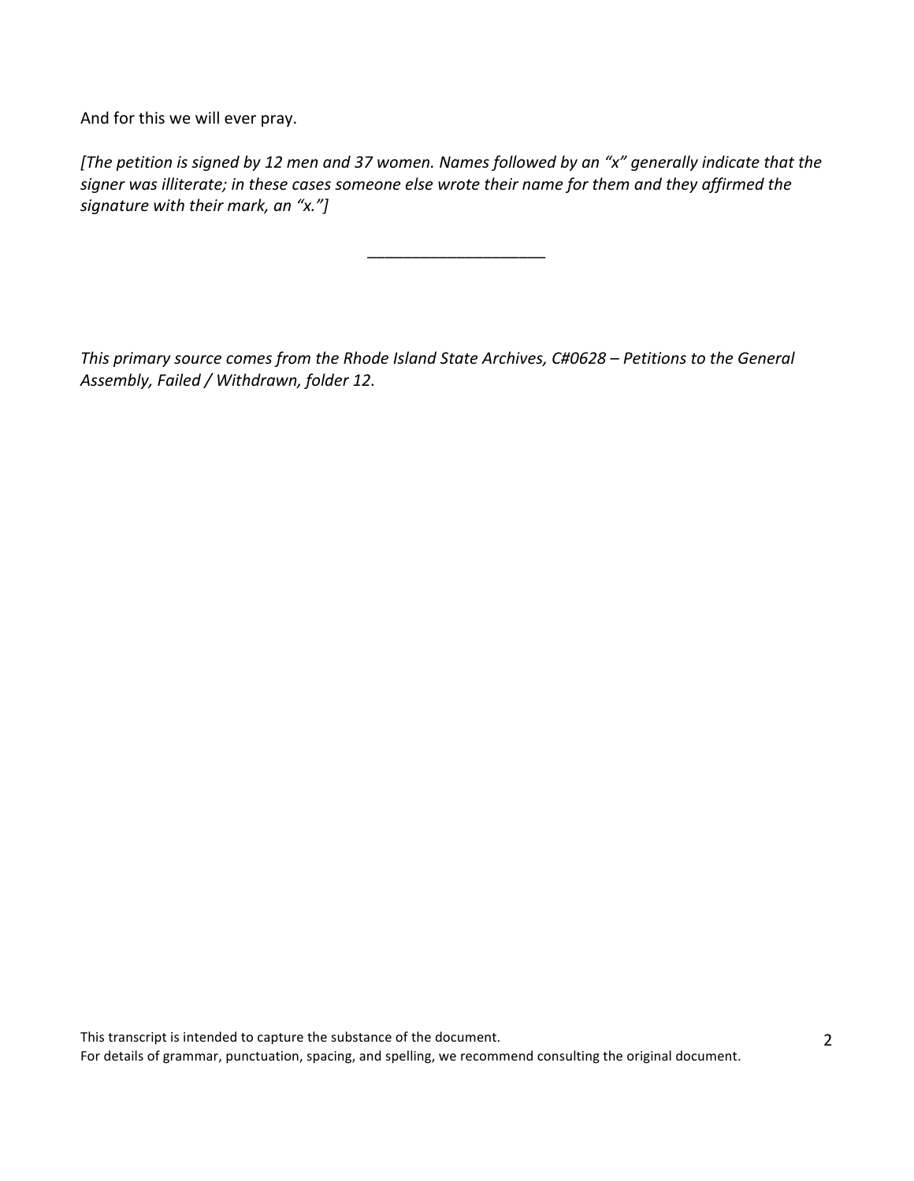And for this we will ever pray.

*[The petition is signed by 12 men and 37 women. Names followed by an "x" generally indicate that the signer was illiterate; in these cases someone else wrote their name for them and they affirmed the signature with their mark, an "x."]*

---

*This primary source comes from the Rhode Island State Archives, C#0628 – Petitions to the General Assembly, Failed / Withdrawn, folder 12.*

This transcript is intended to capture the substance of the document.
For details of grammar, punctuation, spacing, and spelling, we recommend consulting the original document.